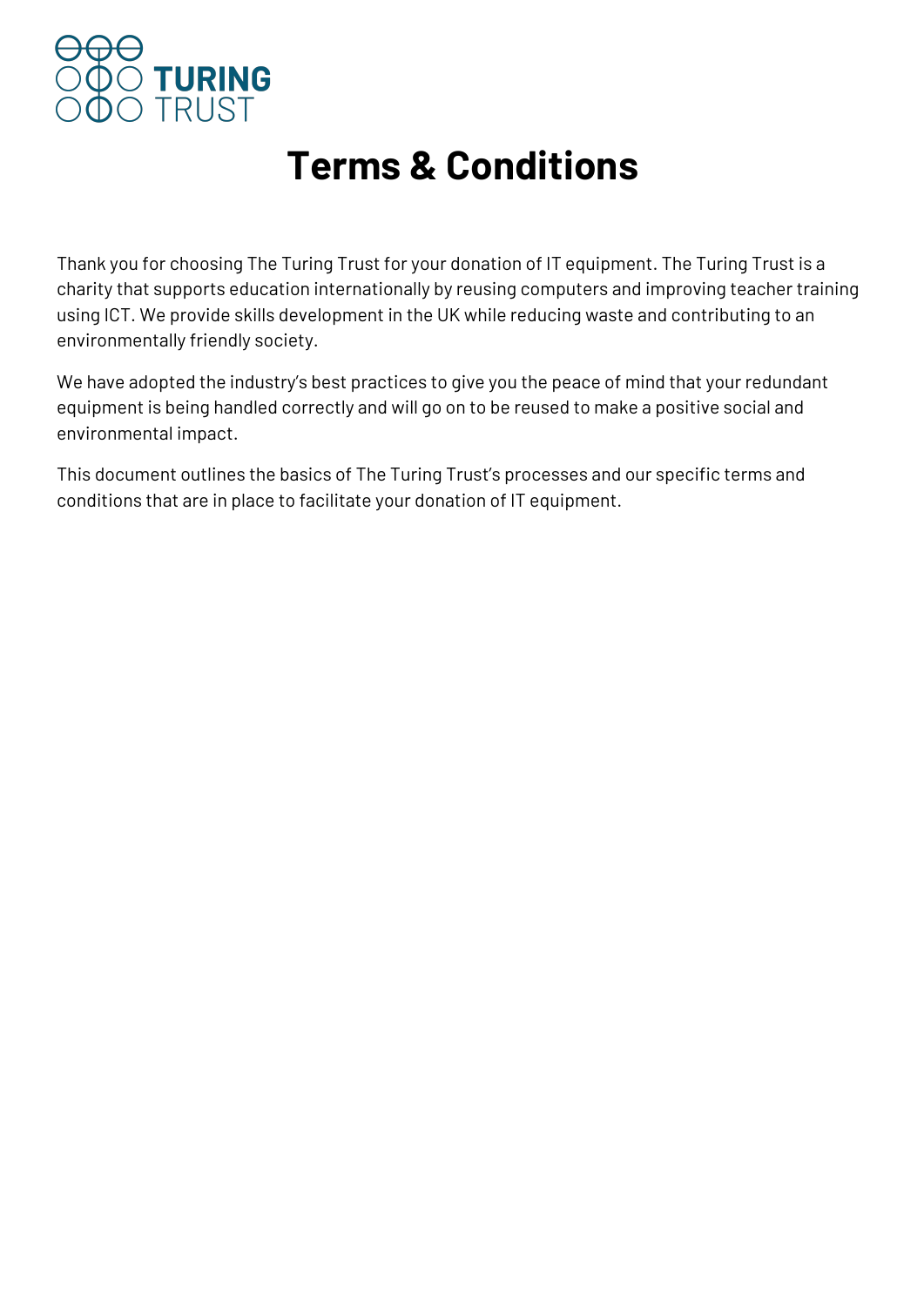TURING TRUST

# Terms & Conditions

Thank you for choosing The Turing Trust for your donation of IT equipment. The Turing Trust is a charity that supports education internationally by reusing computers and improving teacher training using ICT. We provide skills development in the UK while reducing waste and contributing to an environmentally friendly society.

We have adopted the industry's best practices to give you the peace of mind that your redundant equipment is being handled correctly and will go on to be reused to make a positive social and environmental impact.

This document outlines the basics of The Turing Trust's processes and our specific terms and conditions that are in place to facilitate your donation of IT equipment.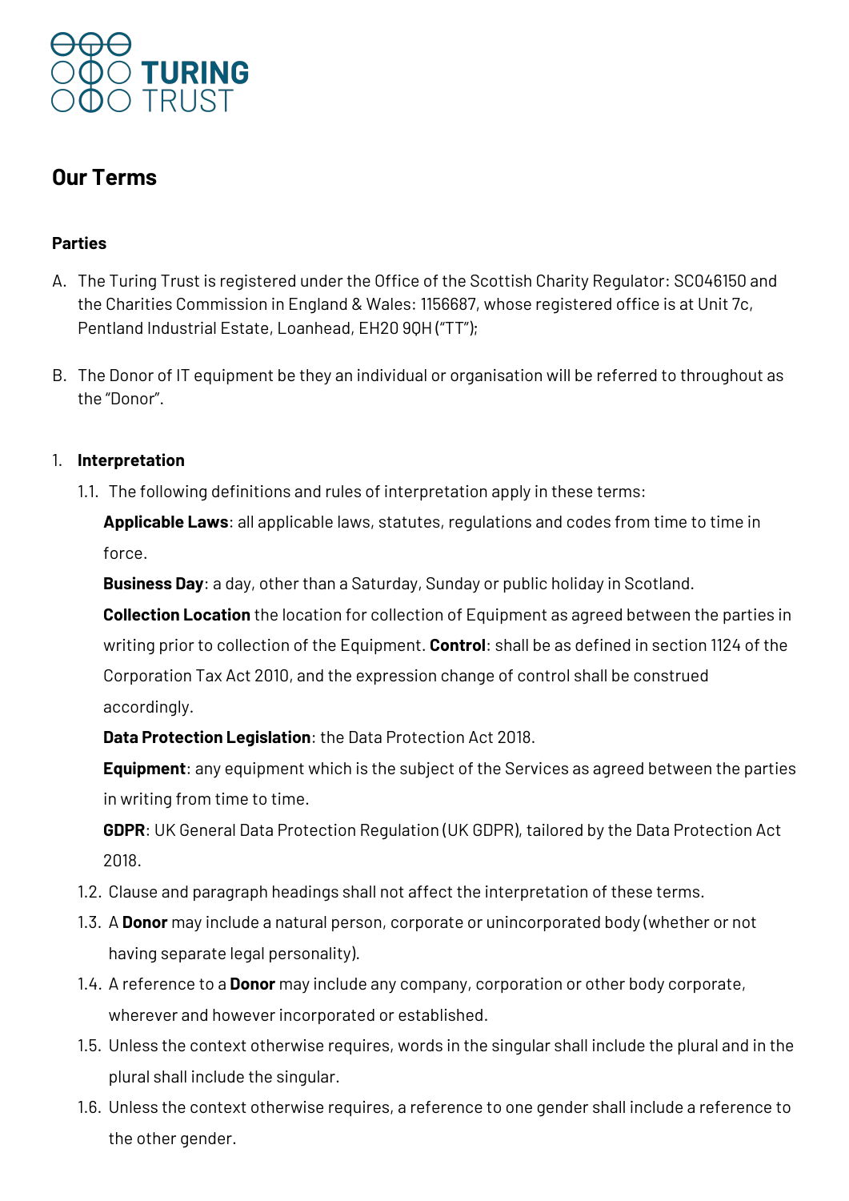# Our Terms

**Parties**

A. The Turing Trust is registered under the Office of the Scottish Charity Regulator: SC046150 and the Charities Commission in England & Wales: 1156687, whose registered office is at Unit 7c, Pentland Industrial Estate, Loanhead, EH20 9QH ("TT");

B. The Donor of IT equipment be they an individual or organisation will be referred to throughout as the "Donor".

1. **Interpretation**

   1.1. The following definitions and rules of interpretation apply in these terms:

   **Applicable Laws**: all applicable laws, statutes, regulations and codes from time to time in force.

   **Business Day**: a day, other than a Saturday, Sunday or public holiday in Scotland.

   **Collection Location** the location for collection of Equipment as agreed between the parties in writing prior to collection of the Equipment. **Control**: shall be as defined in section 1124 of the Corporation Tax Act 2010, and the expression change of control shall be construed accordingly.

   **Data Protection Legislation**: the Data Protection Act 2018.

   **Equipment**: any equipment which is the subject of the Services as agreed between the parties in writing from time to time.

   **GDPR**: UK General Data Protection Regulation (UK GDPR), tailored by the Data Protection Act 2018.

   1.2. Clause and paragraph headings shall not affect the interpretation of these terms.

   1.3. A **Donor** may include a natural person, corporate or unincorporated body (whether or not having separate legal personality).

   1.4. A reference to a **Donor** may include any company, corporation or other body corporate, wherever and however incorporated or established.

   1.5. Unless the context otherwise requires, words in the singular shall include the plural and in the plural shall include the singular.

   1.6. Unless the context otherwise requires, a reference to one gender shall include a reference to the other gender.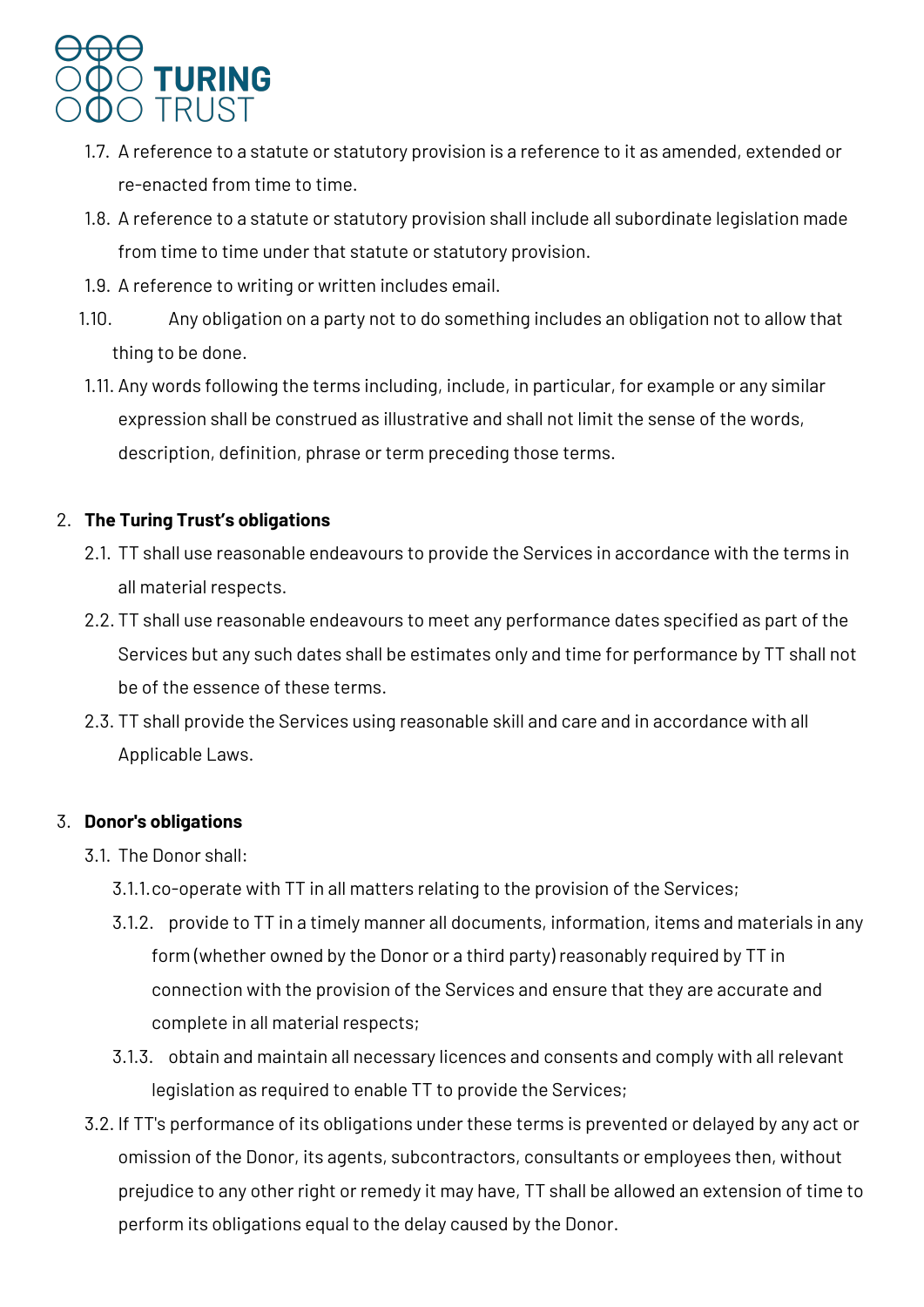1.7. A reference to a statute or statutory provision is a reference to it as amended, extended or re-enacted from time to time.

1.8. A reference to a statute or statutory provision shall include all subordinate legislation made from time to time under that statute or statutory provision.

1.9. A reference to writing or written includes email.

1.10. Any obligation on a party not to do something includes an obligation not to allow that thing to be done.

1.11. Any words following the terms including, include, in particular, for example or any similar expression shall be construed as illustrative and shall not limit the sense of the words, description, definition, phrase or term preceding those terms.

## 2. The Turing Trust's obligations

2.1. TT shall use reasonable endeavours to provide the Services in accordance with the terms in all material respects.

2.2. TT shall use reasonable endeavours to meet any performance dates specified as part of the Services but any such dates shall be estimates only and time for performance by TT shall not be of the essence of these terms.

2.3. TT shall provide the Services using reasonable skill and care and in accordance with all Applicable Laws.

## 3. Donor's obligations

3.1. The Donor shall:

3.1.1. co-operate with TT in all matters relating to the provision of the Services;

3.1.2. provide to TT in a timely manner all documents, information, items and materials in any form (whether owned by the Donor or a third party) reasonably required by TT in connection with the provision of the Services and ensure that they are accurate and complete in all material respects;

3.1.3. obtain and maintain all necessary licences and consents and comply with all relevant legislation as required to enable TT to provide the Services;

3.2. If TT's performance of its obligations under these terms is prevented or delayed by any act or omission of the Donor, its agents, subcontractors, consultants or employees then, without prejudice to any other right or remedy it may have, TT shall be allowed an extension of time to perform its obligations equal to the delay caused by the Donor.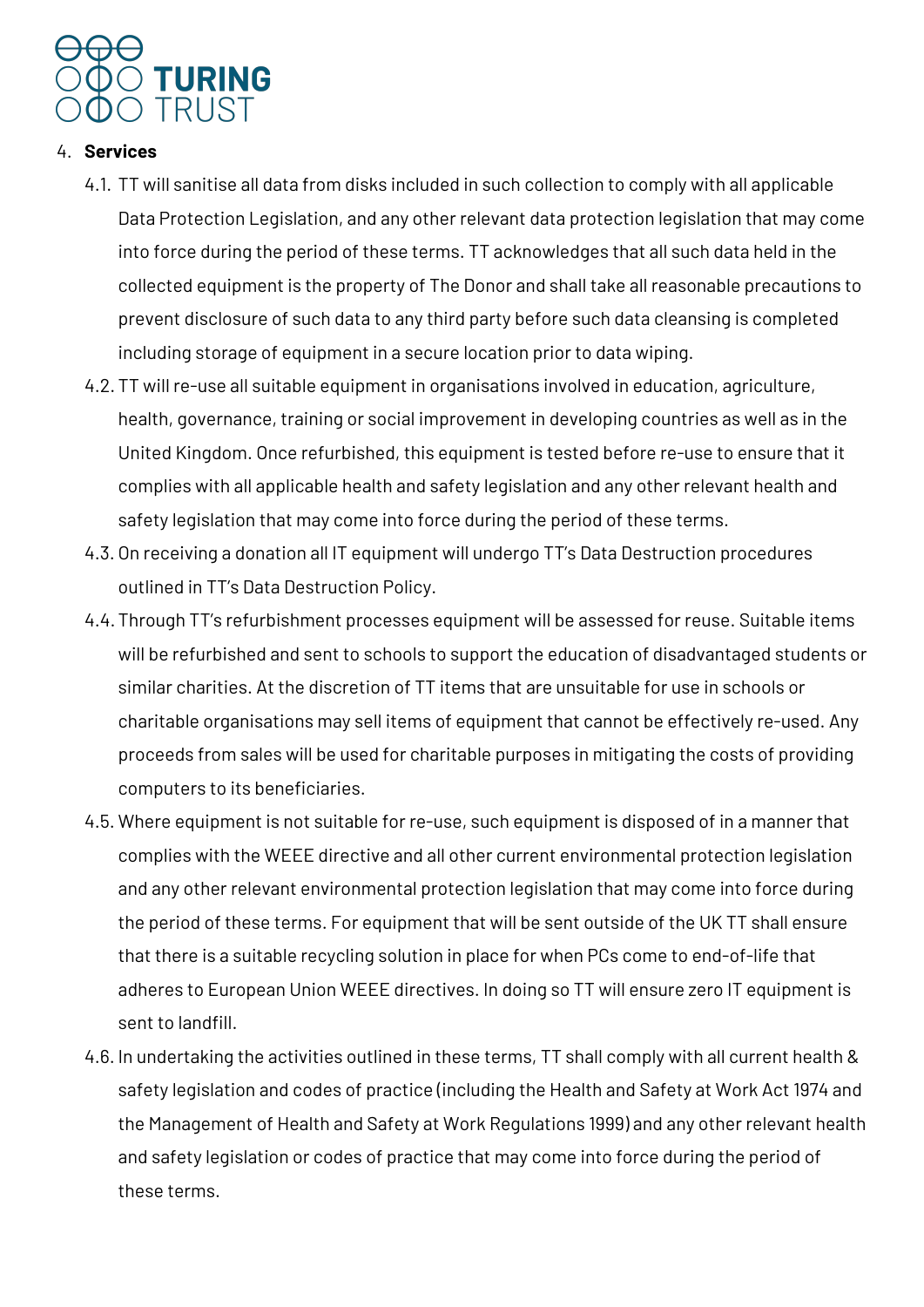4. **Services**

4.1. TT will sanitise all data from disks included in such collection to comply with all applicable Data Protection Legislation, and any other relevant data protection legislation that may come into force during the period of these terms. TT acknowledges that all such data held in the collected equipment is the property of The Donor and shall take all reasonable precautions to prevent disclosure of such data to any third party before such data cleansing is completed including storage of equipment in a secure location prior to data wiping.

4.2. TT will re-use all suitable equipment in organisations involved in education, agriculture, health, governance, training or social improvement in developing countries as well as in the United Kingdom. Once refurbished, this equipment is tested before re-use to ensure that it complies with all applicable health and safety legislation and any other relevant health and safety legislation that may come into force during the period of these terms.

4.3. On receiving a donation all IT equipment will undergo TT's Data Destruction procedures outlined in TT's Data Destruction Policy.

4.4. Through TT's refurbishment processes equipment will be assessed for reuse. Suitable items will be refurbished and sent to schools to support the education of disadvantaged students or similar charities. At the discretion of TT items that are unsuitable for use in schools or charitable organisations may sell items of equipment that cannot be effectively re-used. Any proceeds from sales will be used for charitable purposes in mitigating the costs of providing computers to its beneficiaries.

4.5. Where equipment is not suitable for re-use, such equipment is disposed of in a manner that complies with the WEEE directive and all other current environmental protection legislation and any other relevant environmental protection legislation that may come into force during the period of these terms. For equipment that will be sent outside of the UK TT shall ensure that there is a suitable recycling solution in place for when PCs come to end-of-life that adheres to European Union WEEE directives. In doing so TT will ensure zero IT equipment is sent to landfill.

4.6. In undertaking the activities outlined in these terms, TT shall comply with all current health & safety legislation and codes of practice (including the Health and Safety at Work Act 1974 and the Management of Health and Safety at Work Regulations 1999) and any other relevant health and safety legislation or codes of practice that may come into force during the period of these terms.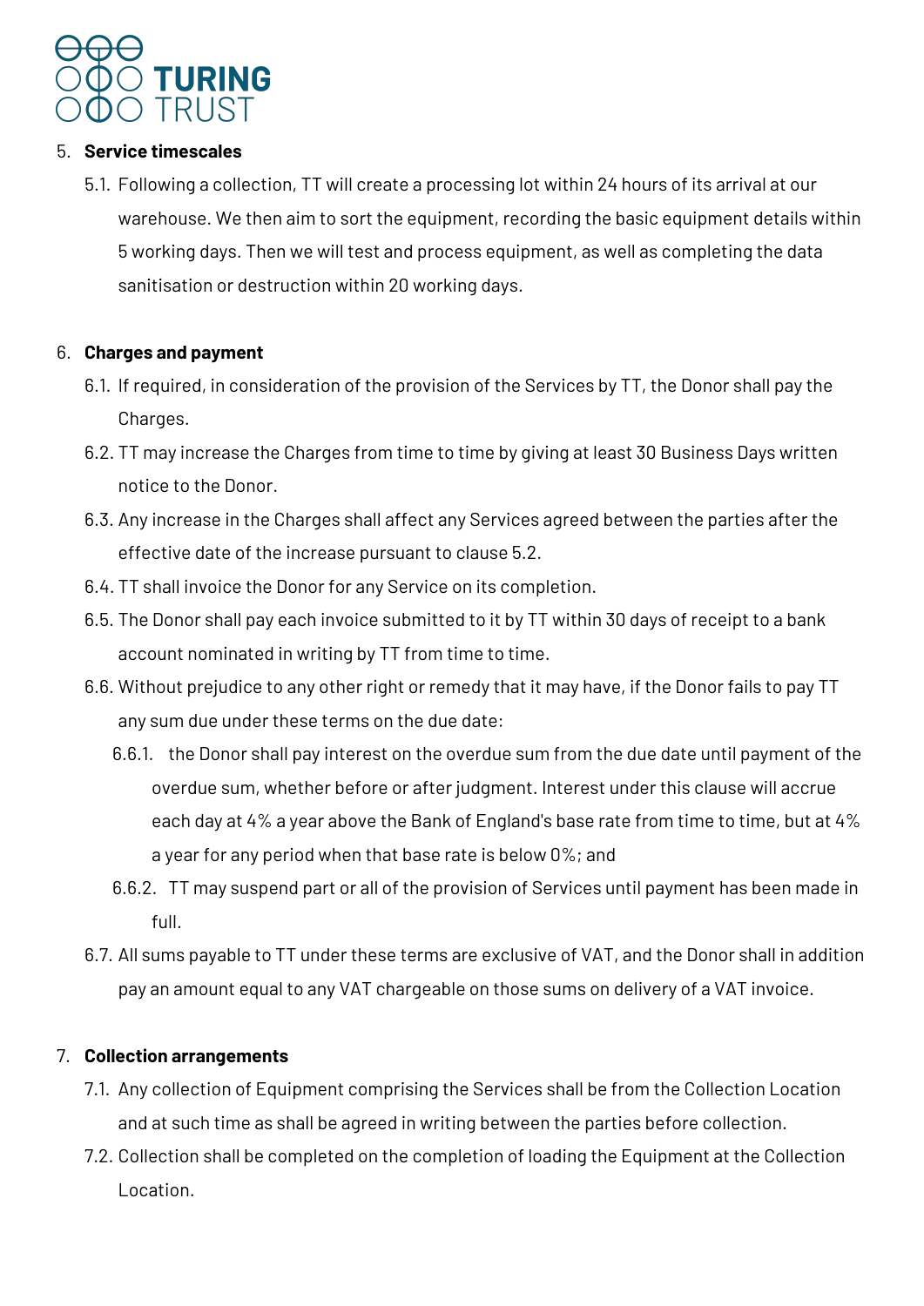5. **Service timescales**

   5.1. Following a collection, TT will create a processing lot within 24 hours of its arrival at our warehouse. We then aim to sort the equipment, recording the basic equipment details within 5 working days. Then we will test and process equipment, as well as completing the data sanitisation or destruction within 20 working days.

6. **Charges and payment**

   6.1. If required, in consideration of the provision of the Services by TT, the Donor shall pay the Charges.

   6.2. TT may increase the Charges from time to time by giving at least 30 Business Days written notice to the Donor.

   6.3. Any increase in the Charges shall affect any Services agreed between the parties after the effective date of the increase pursuant to clause 5.2.

   6.4. TT shall invoice the Donor for any Service on its completion.

   6.5. The Donor shall pay each invoice submitted to it by TT within 30 days of receipt to a bank account nominated in writing by TT from time to time.

   6.6. Without prejudice to any other right or remedy that it may have, if the Donor fails to pay TT any sum due under these terms on the due date:

      6.6.1. the Donor shall pay interest on the overdue sum from the due date until payment of the overdue sum, whether before or after judgment. Interest under this clause will accrue each day at 4% a year above the Bank of England's base rate from time to time, but at 4% a year for any period when that base rate is below 0%; and

      6.6.2. TT may suspend part or all of the provision of Services until payment has been made in full.

   6.7. All sums payable to TT under these terms are exclusive of VAT, and the Donor shall in addition pay an amount equal to any VAT chargeable on those sums on delivery of a VAT invoice.

7. **Collection arrangements**

   7.1. Any collection of Equipment comprising the Services shall be from the Collection Location and at such time as shall be agreed in writing between the parties before collection.

   7.2. Collection shall be completed on the completion of loading the Equipment at the Collection Location.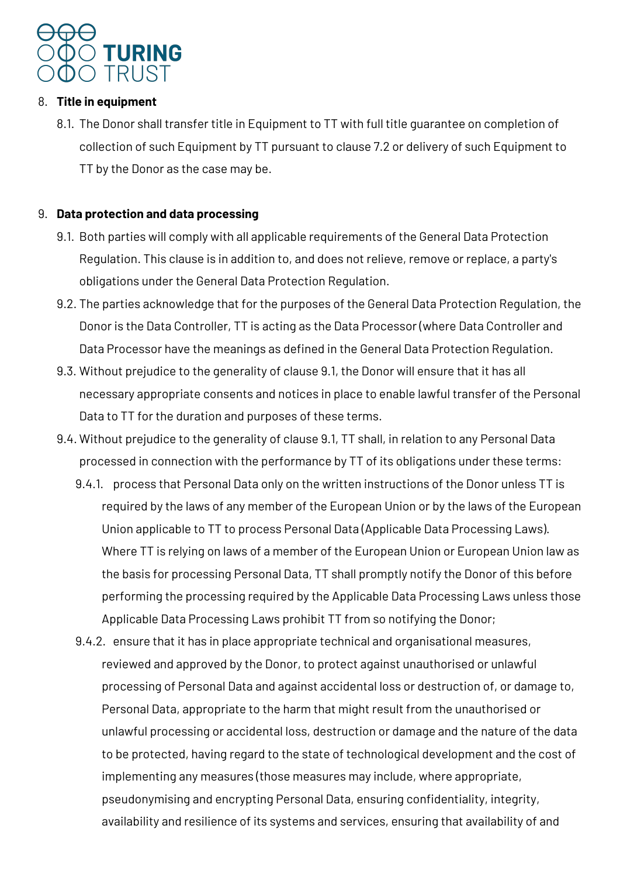8. **Title in equipment**

    8.1. The Donor shall transfer title in Equipment to TT with full title guarantee on completion of collection of such Equipment by TT pursuant to clause 7.2 or delivery of such Equipment to TT by the Donor as the case may be.

9. **Data protection and data processing**

    9.1. Both parties will comply with all applicable requirements of the General Data Protection Regulation. This clause is in addition to, and does not relieve, remove or replace, a party's obligations under the General Data Protection Regulation.

    9.2. The parties acknowledge that for the purposes of the General Data Protection Regulation, the Donor is the Data Controller, TT is acting as the Data Processor (where Data Controller and Data Processor have the meanings as defined in the General Data Protection Regulation.

    9.3. Without prejudice to the generality of clause 9.1, the Donor will ensure that it has all necessary appropriate consents and notices in place to enable lawful transfer of the Personal Data to TT for the duration and purposes of these terms.

    9.4. Without prejudice to the generality of clause 9.1, TT shall, in relation to any Personal Data processed in connection with the performance by TT of its obligations under these terms:

        9.4.1. process that Personal Data only on the written instructions of the Donor unless TT is required by the laws of any member of the European Union or by the laws of the European Union applicable to TT to process Personal Data (Applicable Data Processing Laws). Where TT is relying on laws of a member of the European Union or European Union law as the basis for processing Personal Data, TT shall promptly notify the Donor of this before performing the processing required by the Applicable Data Processing Laws unless those Applicable Data Processing Laws prohibit TT from so notifying the Donor;

        9.4.2. ensure that it has in place appropriate technical and organisational measures, reviewed and approved by the Donor, to protect against unauthorised or unlawful processing of Personal Data and against accidental loss or destruction of, or damage to, Personal Data, appropriate to the harm that might result from the unauthorised or unlawful processing or accidental loss, destruction or damage and the nature of the data to be protected, having regard to the state of technological development and the cost of implementing any measures (those measures may include, where appropriate, pseudonymising and encrypting Personal Data, ensuring confidentiality, integrity, availability and resilience of its systems and services, ensuring that availability of and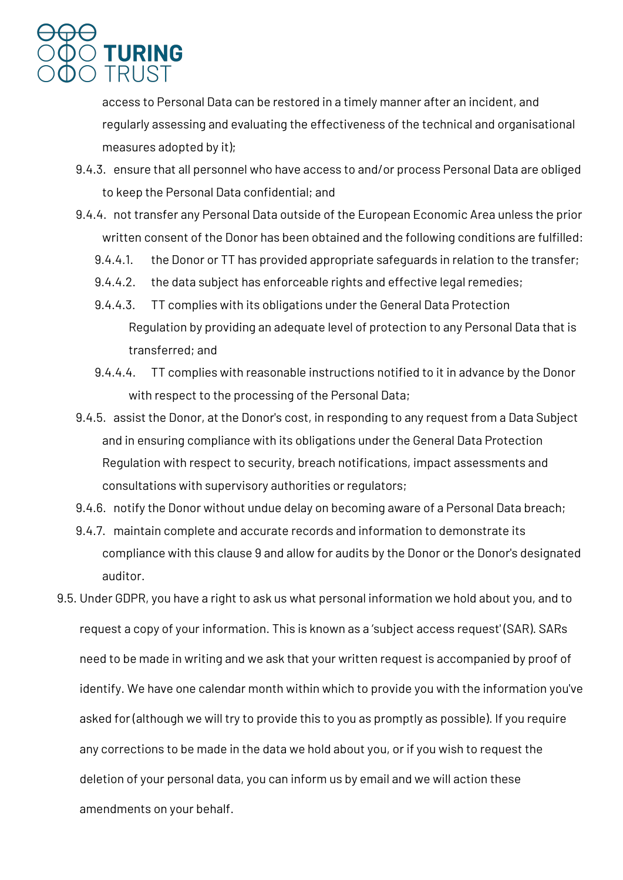access to Personal Data can be restored in a timely manner after an incident, and regularly assessing and evaluating the effectiveness of the technical and organisational measures adopted by it);

9.4.3. ensure that all personnel who have access to and/or process Personal Data are obliged to keep the Personal Data confidential; and

9.4.4. not transfer any Personal Data outside of the European Economic Area unless the prior written consent of the Donor has been obtained and the following conditions are fulfilled:

9.4.4.1. the Donor or TT has provided appropriate safeguards in relation to the transfer;

9.4.4.2. the data subject has enforceable rights and effective legal remedies;

9.4.4.3. TT complies with its obligations under the General Data Protection Regulation by providing an adequate level of protection to any Personal Data that is transferred; and

9.4.4.4. TT complies with reasonable instructions notified to it in advance by the Donor with respect to the processing of the Personal Data;

9.4.5. assist the Donor, at the Donor's cost, in responding to any request from a Data Subject and in ensuring compliance with its obligations under the General Data Protection Regulation with respect to security, breach notifications, impact assessments and consultations with supervisory authorities or regulators;

9.4.6. notify the Donor without undue delay on becoming aware of a Personal Data breach;

9.4.7. maintain complete and accurate records and information to demonstrate its compliance with this clause 9 and allow for audits by the Donor or the Donor's designated auditor.

9.5. Under GDPR, you have a right to ask us what personal information we hold about you, and to request a copy of your information. This is known as a 'subject access request' (SAR). SARs need to be made in writing and we ask that your written request is accompanied by proof of identify. We have one calendar month within which to provide you with the information you've asked for (although we will try to provide this to you as promptly as possible). If you require any corrections to be made in the data we hold about you, or if you wish to request the deletion of your personal data, you can inform us by email and we will action these amendments on your behalf.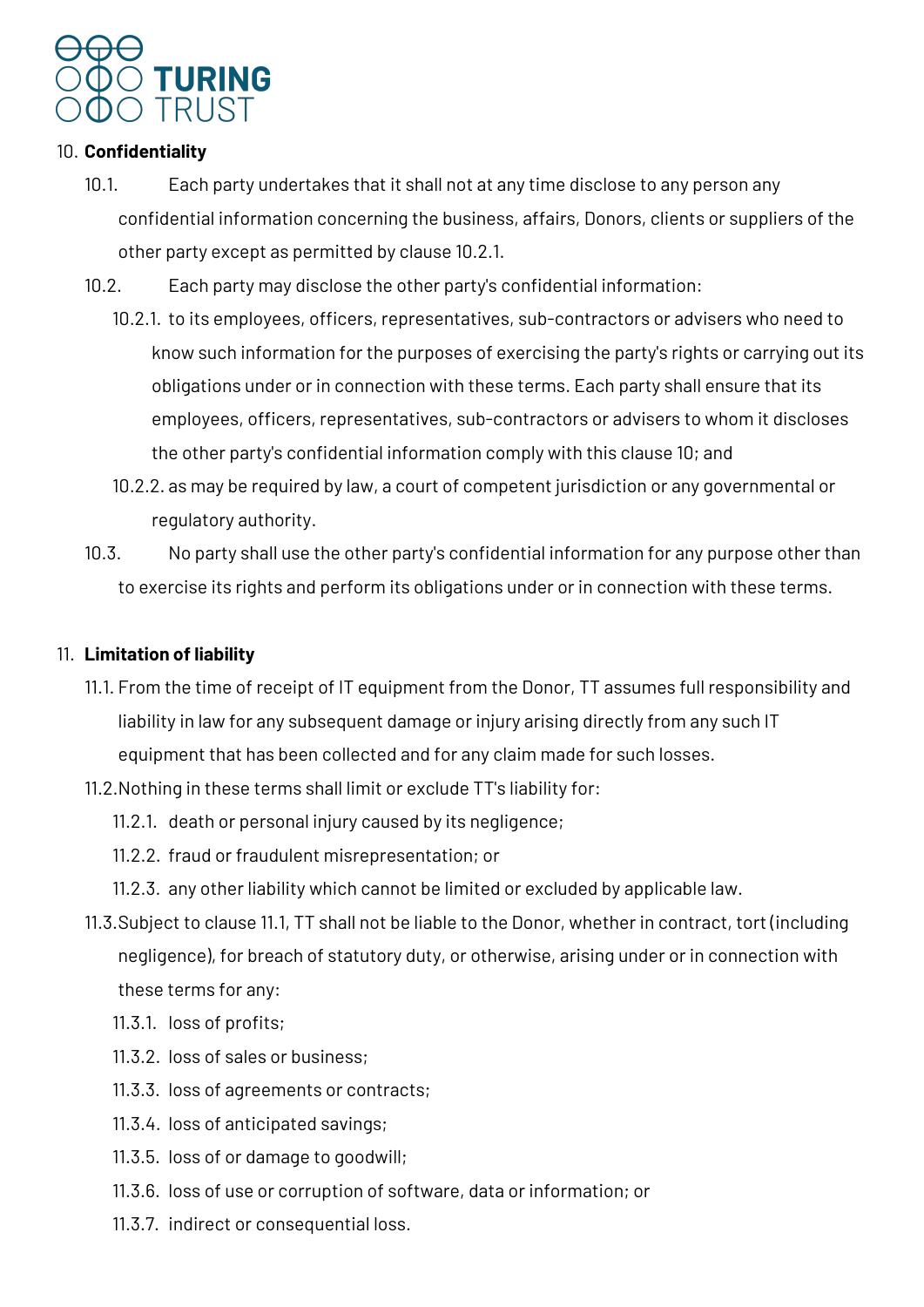10. **Confidentiality**

10.1. Each party undertakes that it shall not at any time disclose to any person any confidential information concerning the business, affairs, Donors, clients or suppliers of the other party except as permitted by clause 10.2.1.

10.2. Each party may disclose the other party's confidential information:

10.2.1. to its employees, officers, representatives, sub-contractors or advisers who need to know such information for the purposes of exercising the party's rights or carrying out its obligations under or in connection with these terms. Each party shall ensure that its employees, officers, representatives, sub-contractors or advisers to whom it discloses the other party's confidential information comply with this clause 10; and

10.2.2. as may be required by law, a court of competent jurisdiction or any governmental or regulatory authority.

10.3. No party shall use the other party's confidential information for any purpose other than to exercise its rights and perform its obligations under or in connection with these terms.

11. **Limitation of liability**

11.1. From the time of receipt of IT equipment from the Donor, TT assumes full responsibility and liability in law for any subsequent damage or injury arising directly from any such IT equipment that has been collected and for any claim made for such losses.

11.2. Nothing in these terms shall limit or exclude TT's liability for:

11.2.1. death or personal injury caused by its negligence;

11.2.2. fraud or fraudulent misrepresentation; or

11.2.3. any other liability which cannot be limited or excluded by applicable law.

11.3. Subject to clause 11.1, TT shall not be liable to the Donor, whether in contract, tort (including negligence), for breach of statutory duty, or otherwise, arising under or in connection with these terms for any:

11.3.1. loss of profits;

11.3.2. loss of sales or business;

11.3.3. loss of agreements or contracts;

11.3.4. loss of anticipated savings;

11.3.5. loss of or damage to goodwill;

11.3.6. loss of use or corruption of software, data or information; or

11.3.7. indirect or consequential loss.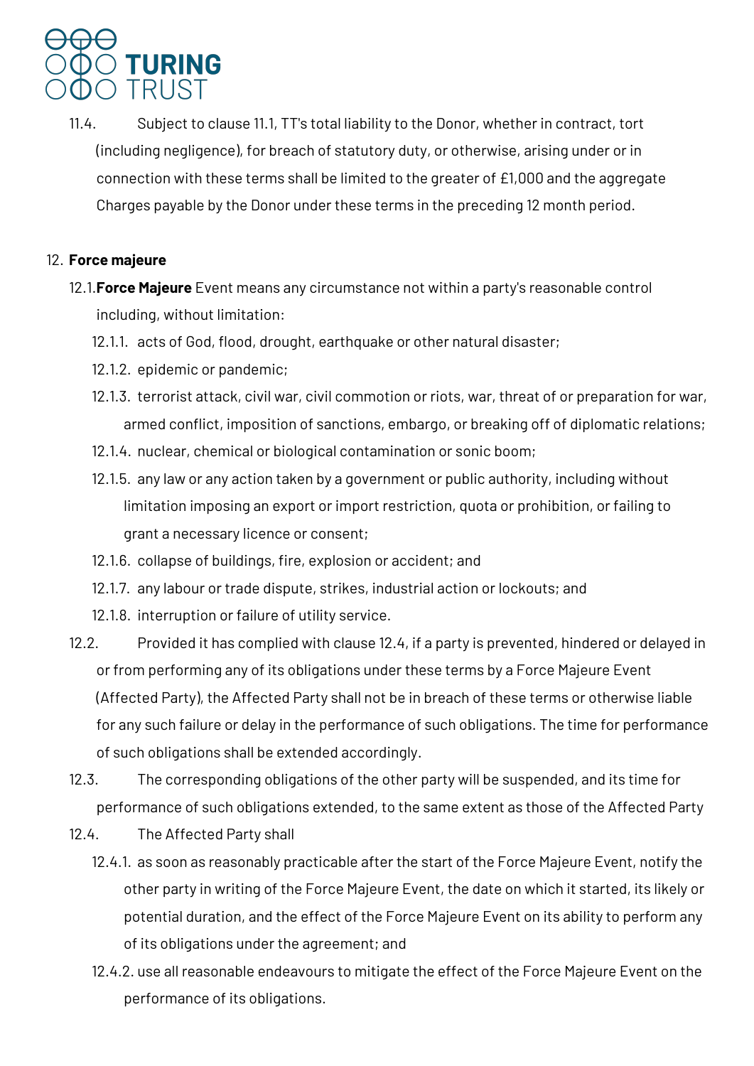11.4. Subject to clause 11.1, TT's total liability to the Donor, whether in contract, tort (including negligence), for breach of statutory duty, or otherwise, arising under or in connection with these terms shall be limited to the greater of £1,000 and the aggregate Charges payable by the Donor under these terms in the preceding 12 month period.

12. **Force majeure**

12.1. **Force Majeure** Event means any circumstance not within a party's reasonable control including, without limitation:

12.1.1. acts of God, flood, drought, earthquake or other natural disaster;

12.1.2. epidemic or pandemic;

12.1.3. terrorist attack, civil war, civil commotion or riots, war, threat of or preparation for war, armed conflict, imposition of sanctions, embargo, or breaking off of diplomatic relations;

12.1.4. nuclear, chemical or biological contamination or sonic boom;

12.1.5. any law or any action taken by a government or public authority, including without limitation imposing an export or import restriction, quota or prohibition, or failing to grant a necessary licence or consent;

12.1.6. collapse of buildings, fire, explosion or accident; and

12.1.7. any labour or trade dispute, strikes, industrial action or lockouts; and

12.1.8. interruption or failure of utility service.

12.2. Provided it has complied with clause 12.4, if a party is prevented, hindered or delayed in or from performing any of its obligations under these terms by a Force Majeure Event (Affected Party), the Affected Party shall not be in breach of these terms or otherwise liable for any such failure or delay in the performance of such obligations. The time for performance of such obligations shall be extended accordingly.

12.3. The corresponding obligations of the other party will be suspended, and its time for performance of such obligations extended, to the same extent as those of the Affected Party

12.4. The Affected Party shall

12.4.1. as soon as reasonably practicable after the start of the Force Majeure Event, notify the other party in writing of the Force Majeure Event, the date on which it started, its likely or potential duration, and the effect of the Force Majeure Event on its ability to perform any of its obligations under the agreement; and

12.4.2. use all reasonable endeavours to mitigate the effect of the Force Majeure Event on the performance of its obligations.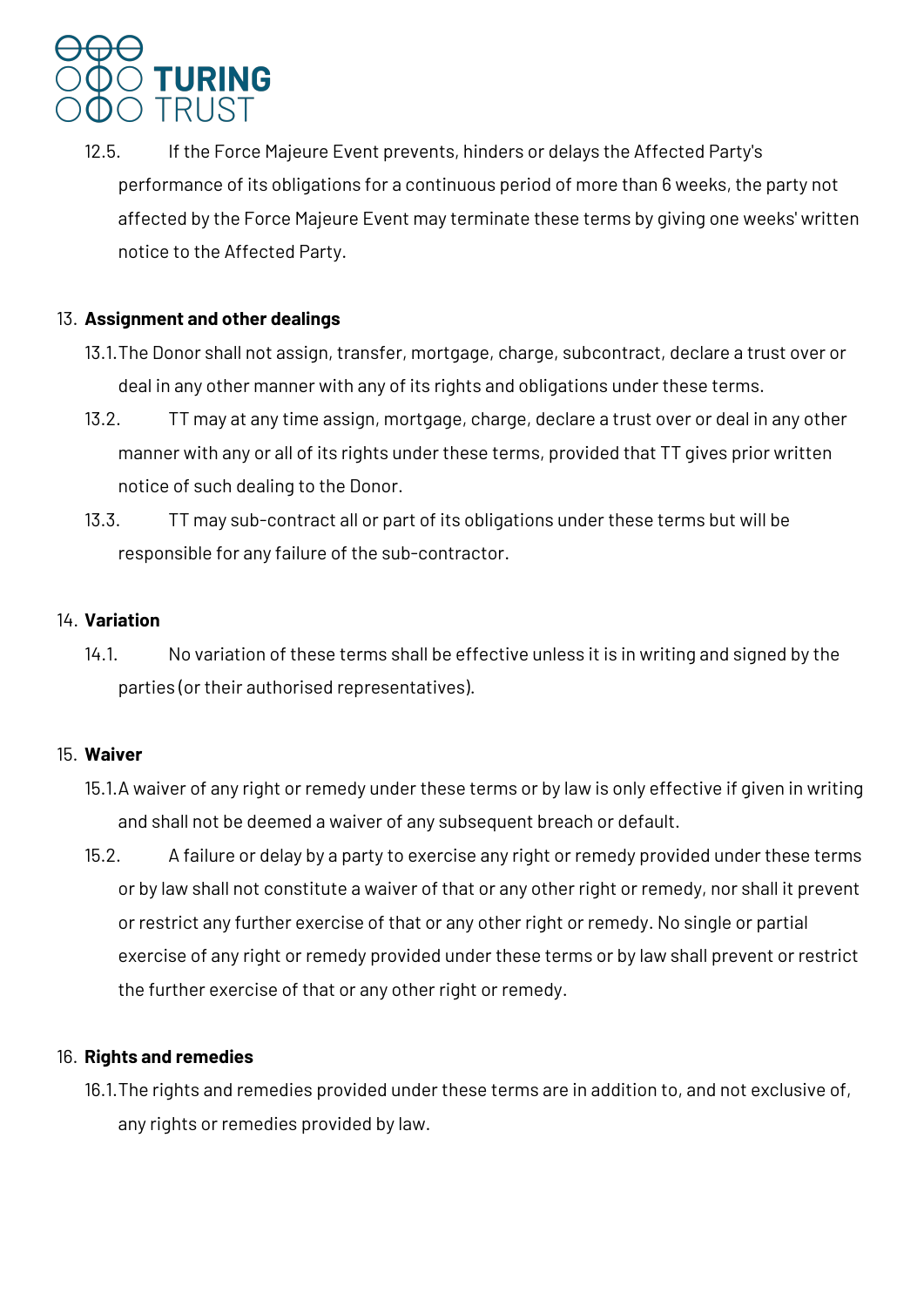12.5. If the Force Majeure Event prevents, hinders or delays the Affected Party's performance of its obligations for a continuous period of more than 6 weeks, the party not affected by the Force Majeure Event may terminate these terms by giving one weeks' written notice to the Affected Party.

13. **Assignment and other dealings**

13.1. The Donor shall not assign, transfer, mortgage, charge, subcontract, declare a trust over or deal in any other manner with any of its rights and obligations under these terms.

13.2. TT may at any time assign, mortgage, charge, declare a trust over or deal in any other manner with any or all of its rights under these terms, provided that TT gives prior written notice of such dealing to the Donor.

13.3. TT may sub-contract all or part of its obligations under these terms but will be responsible for any failure of the sub-contractor.

14. **Variation**

14.1. No variation of these terms shall be effective unless it is in writing and signed by the parties (or their authorised representatives).

15. **Waiver**

15.1. A waiver of any right or remedy under these terms or by law is only effective if given in writing and shall not be deemed a waiver of any subsequent breach or default.

15.2. A failure or delay by a party to exercise any right or remedy provided under these terms or by law shall not constitute a waiver of that or any other right or remedy, nor shall it prevent or restrict any further exercise of that or any other right or remedy. No single or partial exercise of any right or remedy provided under these terms or by law shall prevent or restrict the further exercise of that or any other right or remedy.

16. **Rights and remedies**

16.1. The rights and remedies provided under these terms are in addition to, and not exclusive of, any rights or remedies provided by law.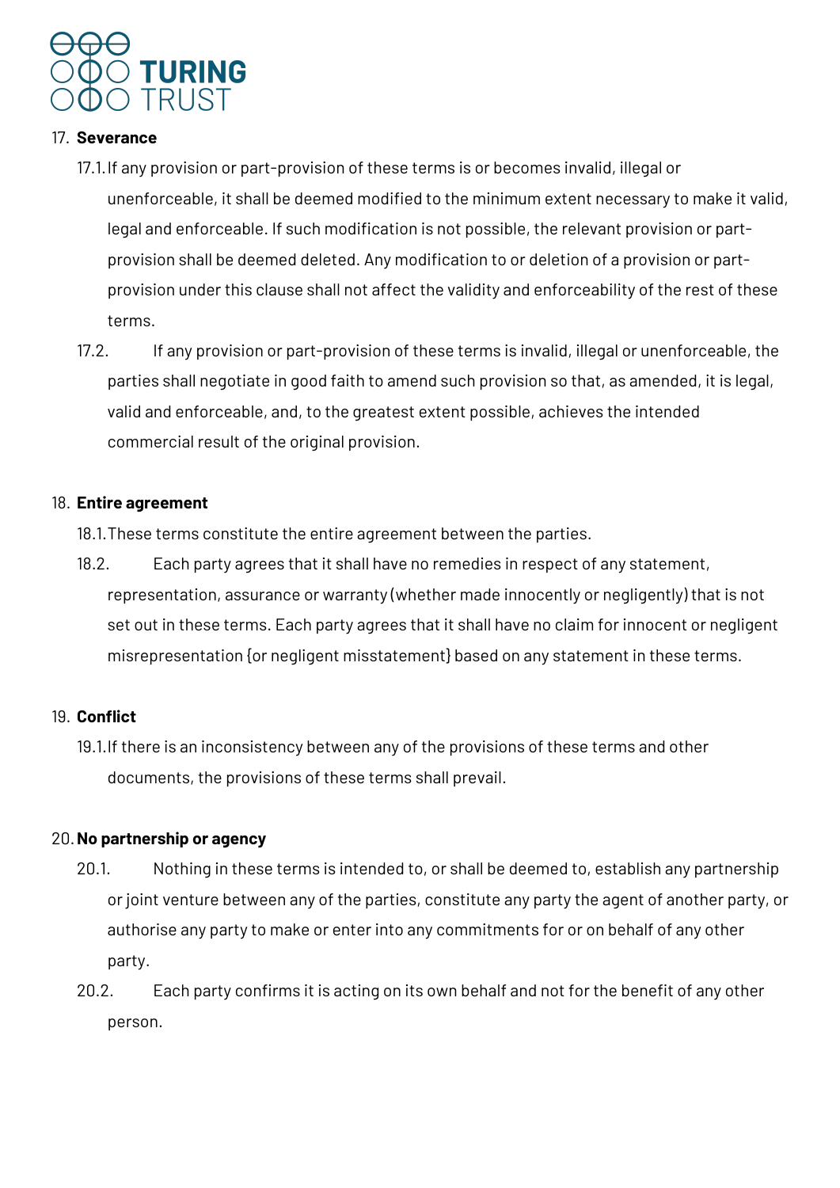17. **Severance**

    17.1. If any provision or part-provision of these terms is or becomes invalid, illegal or unenforceable, it shall be deemed modified to the minimum extent necessary to make it valid, legal and enforceable. If such modification is not possible, the relevant provision or part-provision shall be deemed deleted. Any modification to or deletion of a provision or part-provision under this clause shall not affect the validity and enforceability of the rest of these terms.

    17.2. If any provision or part-provision of these terms is invalid, illegal or unenforceable, the parties shall negotiate in good faith to amend such provision so that, as amended, it is legal, valid and enforceable, and, to the greatest extent possible, achieves the intended commercial result of the original provision.

18. **Entire agreement**

    18.1. These terms constitute the entire agreement between the parties.

    18.2. Each party agrees that it shall have no remedies in respect of any statement, representation, assurance or warranty (whether made innocently or negligently) that is not set out in these terms. Each party agrees that it shall have no claim for innocent or negligent misrepresentation {or negligent misstatement} based on any statement in these terms.

19. **Conflict**

    19.1. If there is an inconsistency between any of the provisions of these terms and other documents, the provisions of these terms shall prevail.

20. **No partnership or agency**

    20.1. Nothing in these terms is intended to, or shall be deemed to, establish any partnership or joint venture between any of the parties, constitute any party the agent of another party, or authorise any party to make or enter into any commitments for or on behalf of any other party.

    20.2. Each party confirms it is acting on its own behalf and not for the benefit of any other person.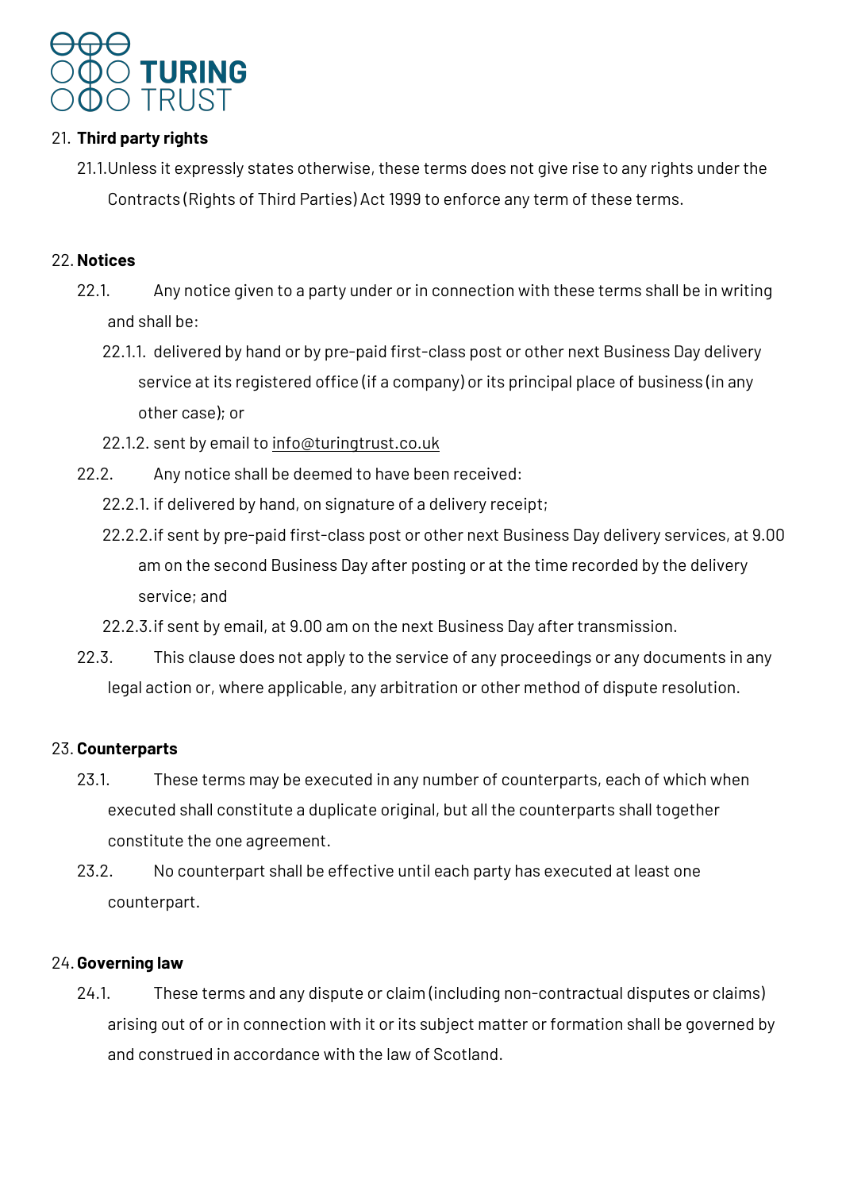## 21. Third party rights

21.1. Unless it expressly states otherwise, these terms does not give rise to any rights under the Contracts (Rights of Third Parties) Act 1999 to enforce any term of these terms.

## 22. Notices

22.1. Any notice given to a party under or in connection with these terms shall be in writing and shall be:

22.1.1. delivered by hand or by pre-paid first-class post or other next Business Day delivery service at its registered office (if a company) or its principal place of business (in any other case); or

22.1.2. sent by email to info@turingtrust.co.uk

22.2. Any notice shall be deemed to have been received:

22.2.1. if delivered by hand, on signature of a delivery receipt;

22.2.2. if sent by pre-paid first-class post or other next Business Day delivery services, at 9.00 am on the second Business Day after posting or at the time recorded by the delivery service; and

22.2.3. if sent by email, at 9.00 am on the next Business Day after transmission.

22.3. This clause does not apply to the service of any proceedings or any documents in any legal action or, where applicable, any arbitration or other method of dispute resolution.

## 23. Counterparts

23.1. These terms may be executed in any number of counterparts, each of which when executed shall constitute a duplicate original, but all the counterparts shall together constitute the one agreement.

23.2. No counterpart shall be effective until each party has executed at least one counterpart.

## 24. Governing law

24.1. These terms and any dispute or claim (including non-contractual disputes or claims) arising out of or in connection with it or its subject matter or formation shall be governed by and construed in accordance with the law of Scotland.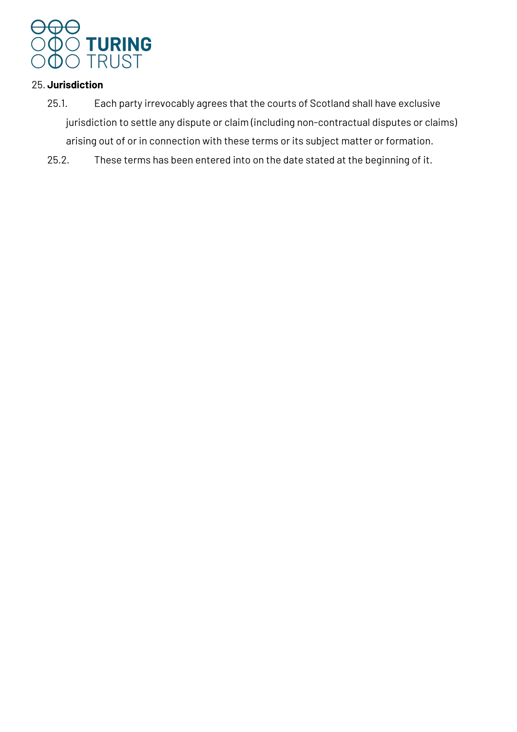25. **Jurisdiction**

25.1. Each party irrevocably agrees that the courts of Scotland shall have exclusive jurisdiction to settle any dispute or claim (including non-contractual disputes or claims) arising out of or in connection with these terms or its subject matter or formation.

25.2. These terms has been entered into on the date stated at the beginning of it.